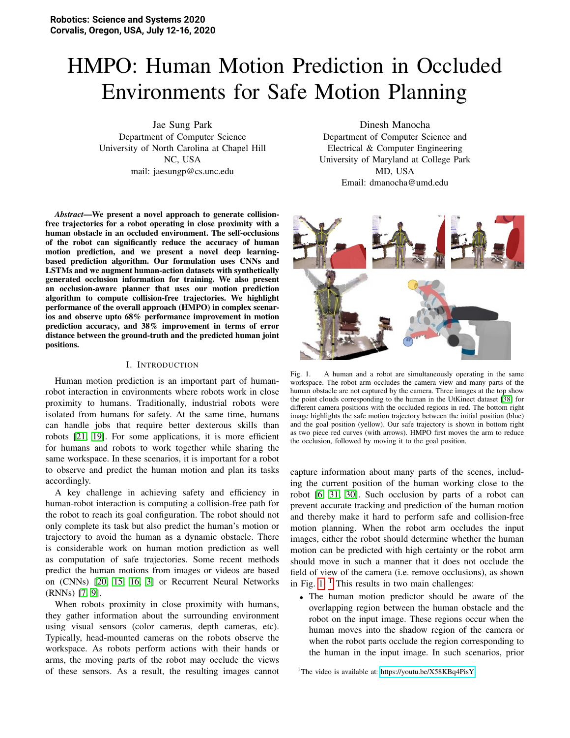Robotics: Science and Systems 2020
Corvalis, Oregon, USA, July 12-16, 2020

# HMPO: Human Motion Prediction in Occluded Environments for Safe Motion Planning

Jae Sung Park
Department of Computer Science
University of North Carolina at Chapel Hill
NC, USA
mail: jaesungp@cs.unc.edu

Dinesh Manocha
Department of Computer Science and
Electrical & Computer Engineering
University of Maryland at College Park
MD, USA
Email: dmanocha@umd.edu

***Abstract*—We present a novel approach to generate collision-free trajectories for a robot operating in close proximity with a human obstacle in an occluded environment. The self-occlusions of the robot can significantly reduce the accuracy of human motion prediction, and we present a novel deep learning-based prediction algorithm. Our formulation uses CNNs and LSTMs and we augment human-action datasets with synthetically generated occlusion information for training. We also present an occlusion-aware planner that uses our motion prediction algorithm to compute collision-free trajectories. We highlight performance of the overall approach (HMPO) in complex scenarios and observe upto 68% performance improvement in motion prediction accuracy, and 38% improvement in terms of error distance between the ground-truth and the predicted human joint positions.**

## I. Introduction

Human motion prediction is an important part of human-robot interaction in environments where robots work in close proximity to humans. Traditionally, industrial robots were isolated from humans for safety. At the same time, humans can handle jobs that require better dexterous skills than robots [21, 19]. For some applications, it is more efficient for humans and robots to work together while sharing the same workspace. In these scenarios, it is important for a robot to observe and predict the human motion and plan its tasks accordingly.

A key challenge in achieving safety and efficiency in human-robot interaction is computing a collision-free path for the robot to reach its goal configuration. The robot should not only complete its task but also predict the human's motion or trajectory to avoid the human as a dynamic obstacle. There is considerable work on human motion prediction as well as computation of safe trajectories. Some recent methods predict the human motions from images or videos are based on (CNNs) [20, 15, 16, 3] or Recurrent Neural Networks (RNNs) [7, 9].

When robots proximity in close proximity with humans, they gather information about the surrounding environment using visual sensors (color cameras, depth cameras, etc). Typically, head-mounted cameras on the robots observe the workspace. As robots perform actions with their hands or arms, the moving parts of the robot may occlude the views of these sensors. As a result, the resulting images cannot capture information about many parts of the scenes, including the current position of the human working close to the robot [6, 31, 30]. Such occlusion by parts of a robot can prevent accurate tracking and prediction of the human motion and thereby make it hard to perform safe and collision-free motion planning. When the robot arm occludes the input images, either the robot should determine whether the human motion can be predicted with high certainty or the robot arm should move in such a manner that it does not occlude the field of view of the camera (i.e. remove occlusions), as shown in Fig. 1. [1] This results in two main challenges:

- The human motion predictor should be aware of the overlapping region between the human obstacle and the robot on the input image. These regions occur when the human moves into the shadow region of the camera or when the robot parts occlude the region corresponding to the human in the input image. In such scenarios, prior

Fig. 1. A human and a robot are simultaneously operating in the same workspace. The robot arm occludes the camera view and many parts of the human obstacle are not captured by the camera. Three images at the top show the point clouds corresponding to the human in the UtKinect dataset [38] for different camera positions with the occluded regions in red. The bottom right image highlights the safe motion trajectory between the initial position (blue) and the goal position (yellow). Our safe trajectory is shown in bottom right as two piece red curves (with arrows). HMPO first moves the arm to reduce the occlusion, followed by moving it to the goal position.

[1] The video is available at: https://youtu.be/X58KBq4PisY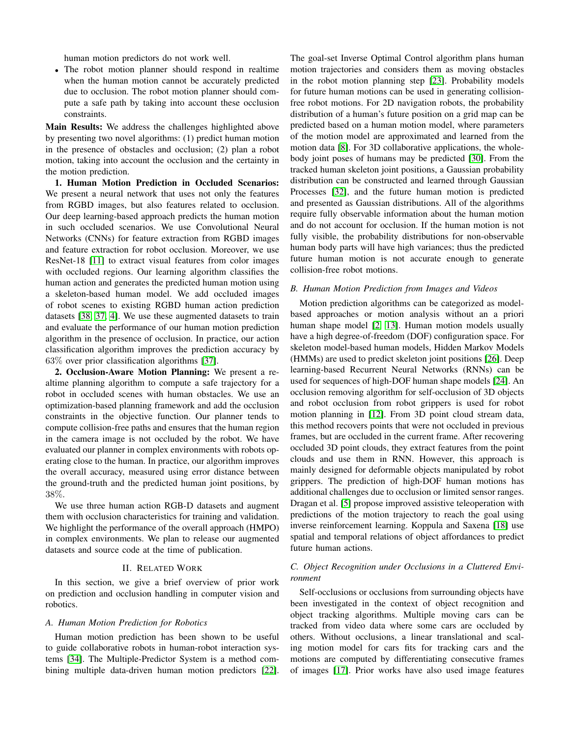human motion predictors do not work well.

- The robot motion planner should respond in realtime when the human motion cannot be accurately predicted due to occlusion. The robot motion planner should compute a safe path by taking into account these occlusion constraints.

**Main Results:** We address the challenges highlighted above by presenting two novel algorithms: (1) predict human motion in the presence of obstacles and occlusion; (2) plan a robot motion, taking into account the occlusion and the certainty in the motion prediction.

**1. Human Motion Prediction in Occluded Scenarios:** We present a neural network that uses not only the features from RGBD images, but also features related to occlusion. Our deep learning-based approach predicts the human motion in such occluded scenarios. We use Convolutional Neural Networks (CNNs) for feature extraction from RGBD images and feature extraction for robot occlusion. Moreover, we use ResNet-18 [11] to extract visual features from color images with occluded regions. Our learning algorithm classifies the human action and generates the predicted human motion using a skeleton-based human model. We add occluded images of robot scenes to existing RGBD human action prediction datasets [38, 37, 4]. We use these augmented datasets to train and evaluate the performance of our human motion prediction algorithm in the presence of occlusion. In practice, our action classification algorithm improves the prediction accuracy by 63% over prior classification algorithms [37].

**2. Occlusion-Aware Motion Planning:** We present a realtime planning algorithm to compute a safe trajectory for a robot in occluded scenes with human obstacles. We use an optimization-based planning framework and add the occlusion constraints in the objective function. Our planner tends to compute collision-free paths and ensures that the human region in the camera image is not occluded by the robot. We have evaluated our planner in complex environments with robots operating close to the human. In practice, our algorithm improves the overall accuracy, measured using error distance between the ground-truth and the predicted human joint positions, by 38%.

We use three human action RGB-D datasets and augment them with occlusion characteristics for training and validation. We highlight the performance of the overall approach (HMPO) in complex environments. We plan to release our augmented datasets and source code at the time of publication.

## II. Related Work

In this section, we give a brief overview of prior work on prediction and occlusion handling in computer vision and robotics.

### A. Human Motion Prediction for Robotics

Human motion prediction has been shown to be useful to guide collaborative robots in human-robot interaction systems [34]. The Multiple-Predictor System is a method combining multiple data-driven human motion predictors [22]. The goal-set Inverse Optimal Control algorithm plans human motion trajectories and considers them as moving obstacles in the robot motion planning step [23]. Probability models for future human motions can be used in generating collision-free robot motions. For 2D navigation robots, the probability distribution of a human's future position on a grid map can be predicted based on a human motion model, where parameters of the motion model are approximated and learned from the motion data [8]. For 3D collaborative applications, the whole-body joint poses of humans may be predicted [30]. From the tracked human skeleton joint positions, a Gaussian probability distribution can be constructed and learned through Gaussian Processes [32], and the future human motion is predicted and presented as Gaussian distributions. All of the algorithms require fully observable information about the human motion and do not account for occlusion. If the human motion is not fully visible, the probability distributions for non-observable human body parts will have high variances; thus the predicted future human motion is not accurate enough to generate collision-free robot motions.

### B. Human Motion Prediction from Images and Videos

Motion prediction algorithms can be categorized as model-based approaches or motion analysis without an a priori human shape model [2, 13]. Human motion models usually have a high degree-of-freedom (DOF) configuration space. For skeleton model-based human models, Hidden Markov Models (HMMs) are used to predict skeleton joint positions [26]. Deep learning-based Recurrent Neural Networks (RNNs) can be used for sequences of high-DOF human shape models [24]. An occlusion removing algorithm for self-occlusion of 3D objects and robot occlusion from robot grippers is used for robot motion planning in [12]. From 3D point cloud stream data, this method recovers points that were not occluded in previous frames, but are occluded in the current frame. After recovering occluded 3D point clouds, they extract features from the point clouds and use them in RNN. However, this approach is mainly designed for deformable objects manipulated by robot grippers. The prediction of high-DOF human motions has additional challenges due to occlusion or limited sensor ranges. Dragan et al. [5] propose improved assistive teleoperation with predictions of the motion trajectory to reach the goal using inverse reinforcement learning. Koppula and Saxena [18] use spatial and temporal relations of object affordances to predict future human actions.

### C. Object Recognition under Occlusions in a Cluttered Environment

Self-occlusions or occlusions from surrounding objects have been investigated in the context of object recognition and object tracking algorithms. Multiple moving cars can be tracked from video data where some cars are occluded by others. Without occlusions, a linear translational and scaling motion model for cars fits for tracking cars and the motions are computed by differentiating consecutive frames of images [17]. Prior works have also used image features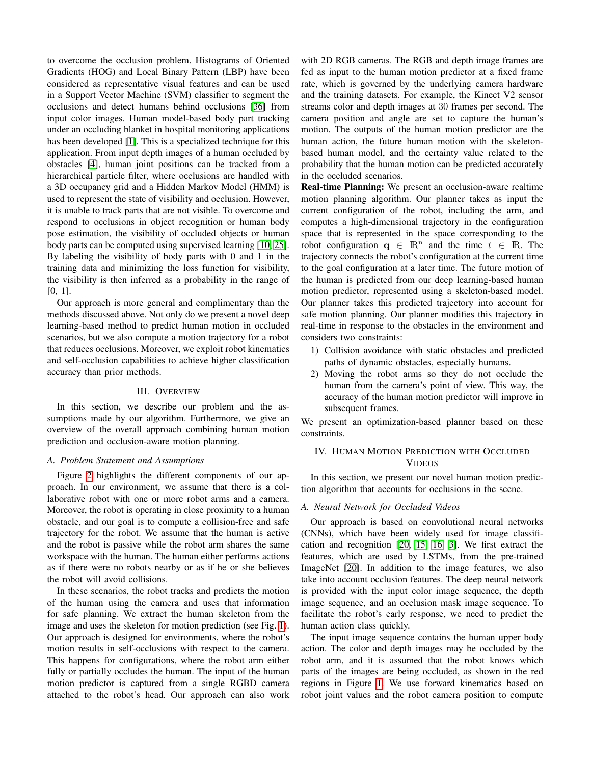to overcome the occlusion problem. Histograms of Oriented Gradients (HOG) and Local Binary Pattern (LBP) have been considered as representative visual features and can be used in a Support Vector Machine (SVM) classifier to segment the occlusions and detect humans behind occlusions [36] from input color images. Human model-based body part tracking under an occluding blanket in hospital monitoring applications has been developed [1]. This is a specialized technique for this application. From input depth images of a human occluded by obstacles [4], human joint positions can be tracked from a hierarchical particle filter, where occlusions are handled with a 3D occupancy grid and a Hidden Markov Model (HMM) is used to represent the state of visibility and occlusion. However, it is unable to track parts that are not visible. To overcome and respond to occlusions in object recognition or human body pose estimation, the visibility of occluded objects or human body parts can be computed using supervised learning [10, 25]. By labeling the visibility of body parts with 0 and 1 in the training data and minimizing the loss function for visibility, the visibility is then inferred as a probability in the range of [0, 1].

Our approach is more general and complimentary than the methods discussed above. Not only do we present a novel deep learning-based method to predict human motion in occluded scenarios, but we also compute a motion trajectory for a robot that reduces occlusions. Moreover, we exploit robot kinematics and self-occlusion capabilities to achieve higher classification accuracy than prior methods.

# III. Overview

In this section, we describe our problem and the assumptions made by our algorithm. Furthermore, we give an overview of the overall approach combining human motion prediction and occlusion-aware motion planning.

## A. Problem Statement and Assumptions

Figure 2 highlights the different components of our approach. In our environment, we assume that there is a collaborative robot with one or more robot arms and a camera. Moreover, the robot is operating in close proximity to a human obstacle, and our goal is to compute a collision-free and safe trajectory for the robot. We assume that the human is active and the robot is passive while the robot arm shares the same workspace with the human. The human either performs actions as if there were no robots nearby or as if he or she believes the robot will avoid collisions.

In these scenarios, the robot tracks and predicts the motion of the human using the camera and uses that information for safe planning. We extract the human skeleton from the image and uses the skeleton for motion prediction (see Fig. 1). Our approach is designed for environments, where the robot's motion results in self-occlusions with respect to the camera. This happens for configurations, where the robot arm either fully or partially occludes the human. The input of the human motion predictor is captured from a single RGBD camera attached to the robot's head. Our approach can also work with 2D RGB cameras. The RGB and depth image frames are fed as input to the human motion predictor at a fixed frame rate, which is governed by the underlying camera hardware and the training datasets. For example, the Kinect V2 sensor streams color and depth images at 30 frames per second. The camera position and angle are set to capture the human's motion. The outputs of the human motion predictor are the human action, the future human motion with the skeleton-based human model, and the certainty value related to the probability that the human motion can be predicted accurately in the occluded scenarios.

**Real-time Planning:** We present an occlusion-aware realtime motion planning algorithm. Our planner takes as input the current configuration of the robot, including the arm, and computes a high-dimensional trajectory in the configuration space that is represented in the space corresponding to the robot configuration $\mathbf{q} \in \mathbb{R}^n$ and the time $t \in \mathbb{R}$. The trajectory connects the robot's configuration at the current time to the goal configuration at a later time. The future motion of the human is predicted from our deep learning-based human motion predictor, represented using a skeleton-based model. Our planner takes this predicted trajectory into account for safe motion planning. Our planner modifies this trajectory in real-time in response to the obstacles in the environment and considers two constraints:

1) Collision avoidance with static obstacles and predicted paths of dynamic obstacles, especially humans.
2) Moving the robot arms so they do not occlude the human from the camera's point of view. This way, the accuracy of the human motion predictor will improve in subsequent frames.

We present an optimization-based planner based on these constraints.

# IV. Human Motion Prediction with Occluded Videos

In this section, we present our novel human motion prediction algorithm that accounts for occlusions in the scene.

## A. Neural Network for Occluded Videos

Our approach is based on convolutional neural networks (CNNs), which have been widely used for image classification and recognition [20, 15, 16, 3]. We first extract the features, which are used by LSTMs, from the pre-trained ImageNet [20]. In addition to the image features, we also take into account occlusion features. The deep neural network is provided with the input color image sequence, the depth image sequence, and an occlusion mask image sequence. To facilitate the robot's early response, we need to predict the human action class quickly.

The input image sequence contains the human upper body action. The color and depth images may be occluded by the robot arm, and it is assumed that the robot knows which parts of the images are being occluded, as shown in the red regions in Figure 1. We use forward kinematics based on robot joint values and the robot camera position to compute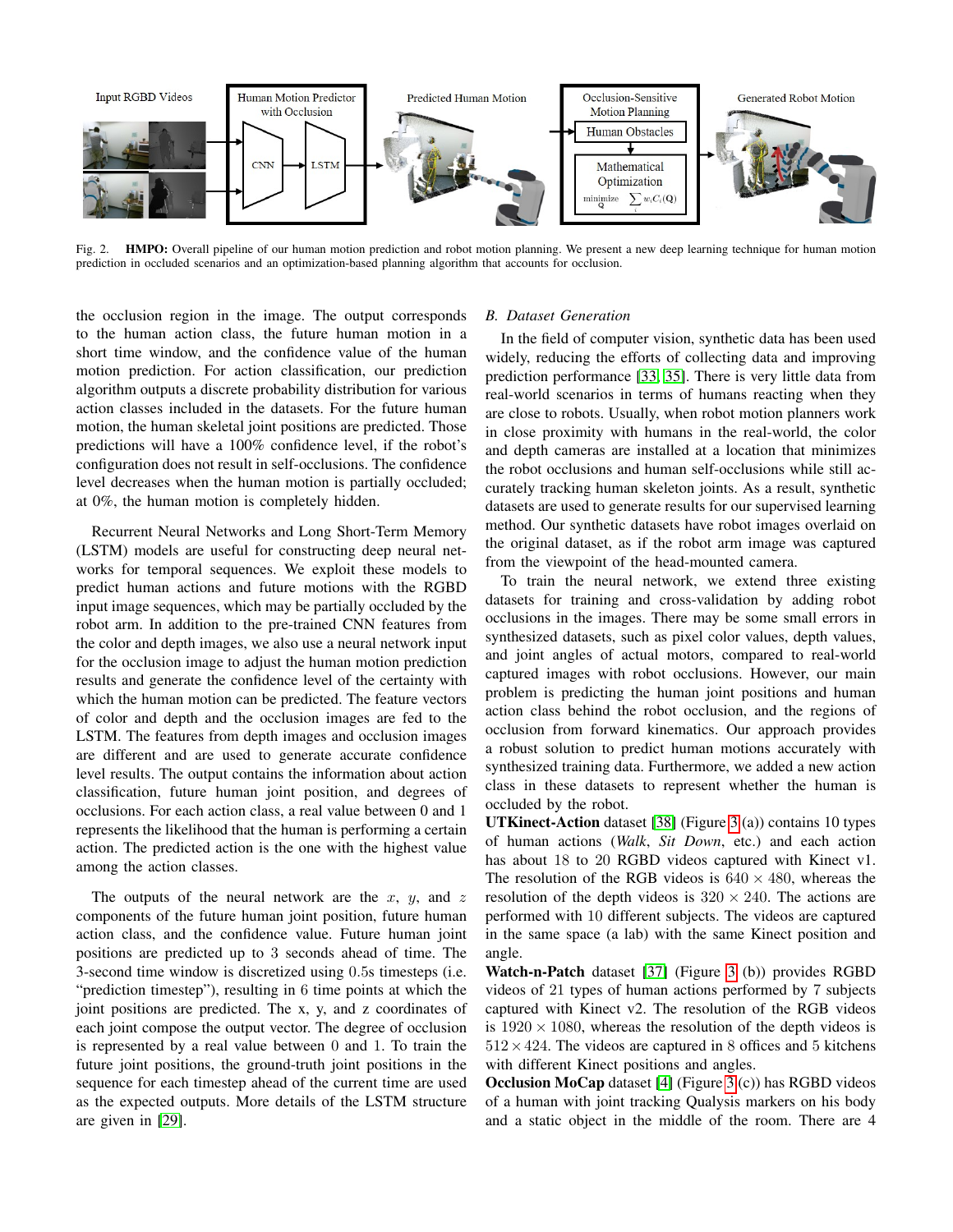Fig. 2. **HMPO:** Overall pipeline of our human motion prediction and robot motion planning. We present a new deep learning technique for human motion prediction in occluded scenarios and an optimization-based planning algorithm that accounts for occlusion.

the occlusion region in the image. The output corresponds to the human action class, the future human motion in a short time window, and the confidence value of the human motion prediction. For action classification, our prediction algorithm outputs a discrete probability distribution for various action classes included in the datasets. For the future human motion, the human skeletal joint positions are predicted. Those predictions will have a 100% confidence level, if the robot's configuration does not result in self-occlusions. The confidence level decreases when the human motion is partially occluded; at 0%, the human motion is completely hidden.

Recurrent Neural Networks and Long Short-Term Memory (LSTM) models are useful for constructing deep neural networks for temporal sequences. We exploit these models to predict human actions and future motions with the RGBD input image sequences, which may be partially occluded by the robot arm. In addition to the pre-trained CNN features from the color and depth images, we also use a neural network input for the occlusion image to adjust the human motion prediction results and generate the confidence level of the certainty with which the human motion can be predicted. The feature vectors of color and depth and the occlusion images are fed to the LSTM. The features from depth images and occlusion images are different and are used to generate accurate confidence level results. The output contains the information about action classification, future human joint position, and degrees of occlusions. For each action class, a real value between 0 and 1 represents the likelihood that the human is performing a certain action. The predicted action is the one with the highest value among the action classes.

The outputs of the neural network are the $x$, $y$, and $z$ components of the future human joint position, future human action class, and the confidence value. Future human joint positions are predicted up to 3 seconds ahead of time. The 3-second time window is discretized using 0.5s timesteps (i.e. "prediction timestep"), resulting in 6 time points at which the joint positions are predicted. The x, y, and z coordinates of each joint compose the output vector. The degree of occlusion is represented by a real value between 0 and 1. To train the future joint positions, the ground-truth joint positions in the sequence for each timestep ahead of the current time are used as the expected outputs. More details of the LSTM structure are given in [29].

### *B. Dataset Generation*

In the field of computer vision, synthetic data has been used widely, reducing the efforts of collecting data and improving prediction performance [33, 35]. There is very little data from real-world scenarios in terms of humans reacting when they are close to robots. Usually, when robot motion planners work in close proximity with humans in the real-world, the color and depth cameras are installed at a location that minimizes the robot occlusions and human self-occlusions while still accurately tracking human skeleton joints. As a result, synthetic datasets are used to generate results for our supervised learning method. Our synthetic datasets have robot images overlaid on the original dataset, as if the robot arm image was captured from the viewpoint of the head-mounted camera.

To train the neural network, we extend three existing datasets for training and cross-validation by adding robot occlusions in the images. There may be some small errors in synthesized datasets, such as pixel color values, depth values, and joint angles of actual motors, compared to real-world captured images with robot occlusions. However, our main problem is predicting the human joint positions and human action class behind the robot occlusion, and the regions of occlusion from forward kinematics. Our approach provides a robust solution to predict human motions accurately with synthesized training data. Furthermore, we added a new action class in these datasets to represent whether the human is occluded by the robot.

**UTKinect-Action** dataset [38] (Figure 3(a)) contains 10 types of human actions (*Walk*, *Sit Down*, etc.) and each action has about 18 to 20 RGBD videos captured with Kinect v1. The resolution of the RGB videos is $640 \times 480$, whereas the resolution of the depth videos is $320 \times 240$. The actions are performed with 10 different subjects. The videos are captured in the same space (a lab) with the same Kinect position and angle.

**Watch-n-Patch** dataset [37] (Figure 3 (b)) provides RGBD videos of 21 types of human actions performed by 7 subjects captured with Kinect v2. The resolution of the RGB videos is $1920 \times 1080$, whereas the resolution of the depth videos is $512 \times 424$. The videos are captured in 8 offices and 5 kitchens with different Kinect positions and angles.

**Occlusion MoCap** dataset [4] (Figure 3(c)) has RGBD videos of a human with joint tracking Qualysis markers on his body and a static object in the middle of the room. There are 4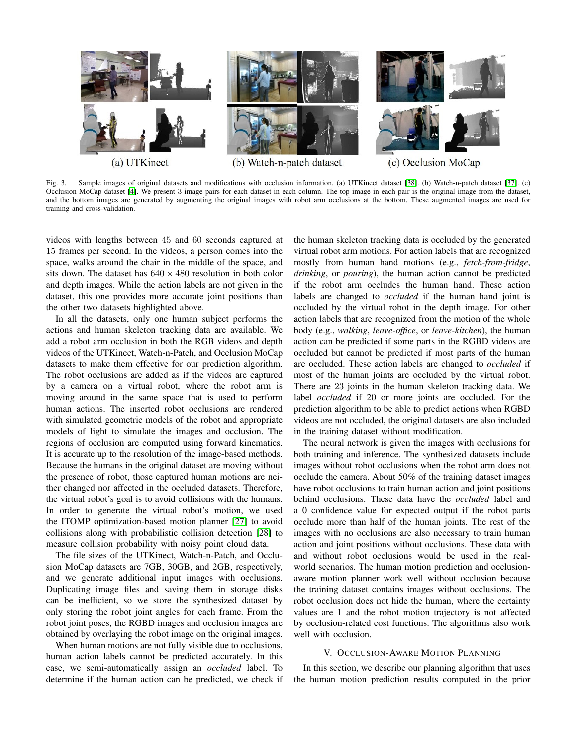(a) UTKinect (b) Watch-n-patch dataset (c) Occlusion MoCap

Fig. 3. Sample images of original datasets and modifications with occlusion information. (a) UTKinect dataset [38]. (b) Watch-n-patch dataset [37]. (c) Occlusion MoCap dataset [4]. We present 3 image pairs for each dataset in each column. The top image in each pair is the original image from the dataset, and the bottom images are generated by augmenting the original images with robot arm occlusions at the bottom. These augmented images are used for training and cross-validation.

videos with lengths between 45 and 60 seconds captured at 15 frames per second. In the videos, a person comes into the space, walks around the chair in the middle of the space, and sits down. The dataset has $640 \times 480$ resolution in both color and depth images. While the action labels are not given in the dataset, this one provides more accurate joint positions than the other two datasets highlighted above.

In all the datasets, only one human subject performs the actions and human skeleton tracking data are available. We add a robot arm occlusion in both the RGB videos and depth videos of the UTKinect, Watch-n-Patch, and Occlusion MoCap datasets to make them effective for our prediction algorithm. The robot occlusions are added as if the videos are captured by a camera on a virtual robot, where the robot arm is moving around in the same space that is used to perform human actions. The inserted robot occlusions are rendered with simulated geometric models of the robot and appropriate models of light to simulate the images and occlusion. The regions of occlusion are computed using forward kinematics. It is accurate up to the resolution of the image-based methods. Because the humans in the original dataset are moving without the presence of robot, those captured human motions are neither changed nor affected in the occluded datasets. Therefore, the virtual robot's goal is to avoid collisions with the humans. In order to generate the virtual robot's motion, we used the ITOMP optimization-based motion planner [27] to avoid collisions along with probabilistic collision detection [28] to measure collision probability with noisy point cloud data.

The file sizes of the UTKinect, Watch-n-Patch, and Occlusion MoCap datasets are 7GB, 30GB, and 2GB, respectively, and we generate additional input images with occlusions. Duplicating image files and saving them in storage disks can be inefficient, so we store the synthesized dataset by only storing the robot joint angles for each frame. From the robot joint poses, the RGBD images and occlusion images are obtained by overlaying the robot image on the original images.

When human motions are not fully visible due to occlusions, human action labels cannot be predicted accurately. In this case, we semi-automatically assign an *occluded* label. To determine if the human action can be predicted, we check if the human skeleton tracking data is occluded by the generated virtual robot arm motions. For action labels that are recognized mostly from human hand motions (e.g., *fetch-from-fridge*, *drinking*, or *pouring*), the human action cannot be predicted if the robot arm occludes the human hand. These action labels are changed to *occluded* if the human hand joint is occluded by the virtual robot in the depth image. For other action labels that are recognized from the motion of the whole body (e.g., *walking*, *leave-office*, or *leave-kitchen*), the human action can be predicted if some parts in the RGBD videos are occluded but cannot be predicted if most parts of the human are occluded. These action labels are changed to *occluded* if most of the human joints are occluded by the virtual robot. There are 23 joints in the human skeleton tracking data. We label *occluded* if 20 or more joints are occluded. For the prediction algorithm to be able to predict actions when RGBD videos are not occluded, the original datasets are also included in the training dataset without modification.

The neural network is given the images with occlusions for both training and inference. The synthesized datasets include images without robot occlusions when the robot arm does not occlude the camera. About 50% of the training dataset images have robot occlusions to train human action and joint positions behind occlusions. These data have the *occluded* label and a 0 confidence value for expected output if the robot parts occlude more than half of the human joints. The rest of the images with no occlusions are also necessary to train human action and joint positions without occlusions. These data with and without robot occlusions would be used in the real-world scenarios. The human motion prediction and occlusion-aware motion planner work well without occlusion because the training dataset contains images without occlusions. The robot occlusion does not hide the human, where the certainty values are 1 and the robot motion trajectory is not affected by occlusion-related cost functions. The algorithms also work well with occlusion.

## V. Occlusion-Aware Motion Planning

In this section, we describe our planning algorithm that uses the human motion prediction results computed in the prior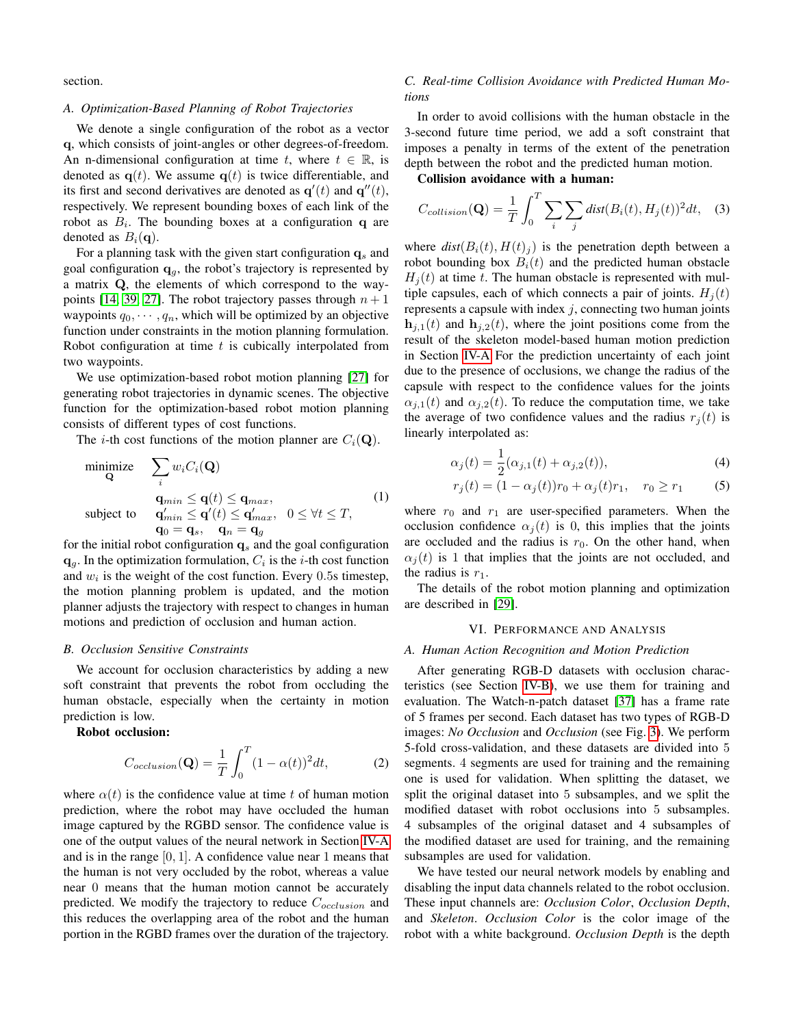section.

### A. Optimization-Based Planning of Robot Trajectories

We denote a single configuration of the robot as a vector $\mathbf{q}$, which consists of joint-angles or other degrees-of-freedom. An n-dimensional configuration at time $t$, where $t \in \mathbb{R}$, is denoted as $\mathbf{q}(t)$. We assume $\mathbf{q}(t)$ is twice differentiable, and its first and second derivatives are denoted as $\mathbf{q}'(t)$ and $\mathbf{q}''(t)$, respectively. We represent bounding boxes of each link of the robot as $B_i$. The bounding boxes at a configuration $\mathbf{q}$ are denoted as $B_i(\mathbf{q})$.

For a planning task with the given start configuration $\mathbf{q}_s$ and goal configuration $\mathbf{q}_g$, the robot's trajectory is represented by a matrix $\mathbf{Q}$, the elements of which correspond to the waypoints [14, 39, 27]. The robot trajectory passes through $n+1$ waypoints $q_0, \cdots, q_n$, which will be optimized by an objective function under constraints in the motion planning formulation. Robot configuration at time $t$ is cubically interpolated from two waypoints.

We use optimization-based robot motion planning [27] for generating robot trajectories in dynamic scenes. The objective function for the optimization-based robot motion planning consists of different types of cost functions.

The $i$-th cost functions of the motion planner are $C_i(\mathbf{Q})$.

$$
\begin{aligned}
\underset{\mathbf{Q}}{\text{minimize}} \quad & \sum_i w_i C_i(\mathbf{Q}) \\
\text{subject to} \quad & \mathbf{q}_{min} \le \mathbf{q}(t) \le \mathbf{q}_{max}, \\
& \mathbf{q}'_{min} \le \mathbf{q}'(t) \le \mathbf{q}'_{max}, \quad 0 \le \forall t \le T, \\
& \mathbf{q}_0 = \mathbf{q}_s, \quad \mathbf{q}_n = \mathbf{q}_g
\end{aligned} \tag{1}
$$

for the initial robot configuration $\mathbf{q}_s$ and the goal configuration $\mathbf{q}_g$. In the optimization formulation, $C_i$ is the $i$-th cost function and $w_i$ is the weight of the cost function. Every 0.5s timestep, the motion planning problem is updated, and the motion planner adjusts the trajectory with respect to changes in human motions and prediction of occlusion and human action.

### B. Occlusion Sensitive Constraints

We account for occlusion characteristics by adding a new soft constraint that prevents the robot from occluding the human obstacle, especially when the certainty in motion prediction is low.

**Robot occlusion:**

$$
C_{occlusion}(\mathbf{Q}) = \frac{1}{T} \int_0^T (1 - \alpha(t))^2 dt, \tag{2}
$$

where $\alpha(t)$ is the confidence value at time $t$ of human motion prediction, where the robot may have occluded the human image captured by the RGBD sensor. The confidence value is one of the output values of the neural network in Section IV-A and is in the range $[0, 1]$. A confidence value near 1 means that the human is not very occluded by the robot, whereas a value near 0 means that the human motion cannot be accurately predicted. We modify the trajectory to reduce $C_{occlusion}$ and this reduces the overlapping area of the robot and the human portion in the RGBD frames over the duration of the trajectory.

### C. Real-time Collision Avoidance with Predicted Human Motions

In order to avoid collisions with the human obstacle in the 3-second future time period, we add a soft constraint that imposes a penalty in terms of the extent of the penetration depth between the robot and the predicted human motion.

**Collision avoidance with a human:**

$$
C_{collision}(\mathbf{Q}) = \frac{1}{T} \int_0^T \sum_i \sum_j dist(B_i(t), H_j(t))^2 dt, \tag{3}
$$

where $dist(B_i(t), H(t)_j)$ is the penetration depth between a robot bounding box $B_i(t)$ and the predicted human obstacle $H_j(t)$ at time $t$. The human obstacle is represented with multiple capsules, each of which connects a pair of joints. $H_j(t)$ represents a capsule with index $j$, connecting two human joints $\mathbf{h}_{j,1}(t)$ and $\mathbf{h}_{j,2}(t)$, where the joint positions come from the result of the skeleton model-based human motion prediction in Section IV-A For the prediction uncertainty of each joint due to the presence of occlusions, we change the radius of the capsule with respect to the confidence values for the joints $\alpha_{j,1}(t)$ and $\alpha_{j,2}(t)$. To reduce the computation time, we take the average of two confidence values and the radius $r_j(t)$ is linearly interpolated as:

$$
\alpha_j(t) = \frac{1}{2}(\alpha_{j,1}(t) + \alpha_{j,2}(t)), \tag{4}
$$

$$
r_j(t) = (1 - \alpha_j(t))r_0 + \alpha_j(t)r_1, \quad r_0 \ge r_1 \tag{5}
$$

where $r_0$ and $r_1$ are user-specified parameters. When the occlusion confidence $\alpha_j(t)$ is 0, this implies that the joints are occluded and the radius is $r_0$. On the other hand, when $\alpha_j(t)$ is 1 that implies that the joints are not occluded, and the radius is $r_1$.

The details of the robot motion planning and optimization are described in [29].

## VI. Performance and Analysis

### A. Human Action Recognition and Motion Prediction

After generating RGB-D datasets with occlusion characteristics (see Section IV-B), we use them for training and evaluation. The Watch-n-patch dataset [37] has a frame rate of 5 frames per second. Each dataset has two types of RGB-D images: *No Occlusion* and *Occlusion* (see Fig. 3). We perform 5-fold cross-validation, and these datasets are divided into 5 segments. 4 segments are used for training and the remaining one is used for validation. When splitting the dataset, we split the original dataset into 5 subsamples, and we split the modified dataset with robot occlusions into 5 subsamples. 4 subsamples of the original dataset and 4 subsamples of the modified dataset are used for training, and the remaining subsamples are used for validation.

We have tested our neural network models by enabling and disabling the input data channels related to the robot occlusion. These input channels are: *Occlusion Color*, *Occlusion Depth*, and *Skeleton*. *Occlusion Color* is the color image of the robot with a white background. *Occlusion Depth* is the depth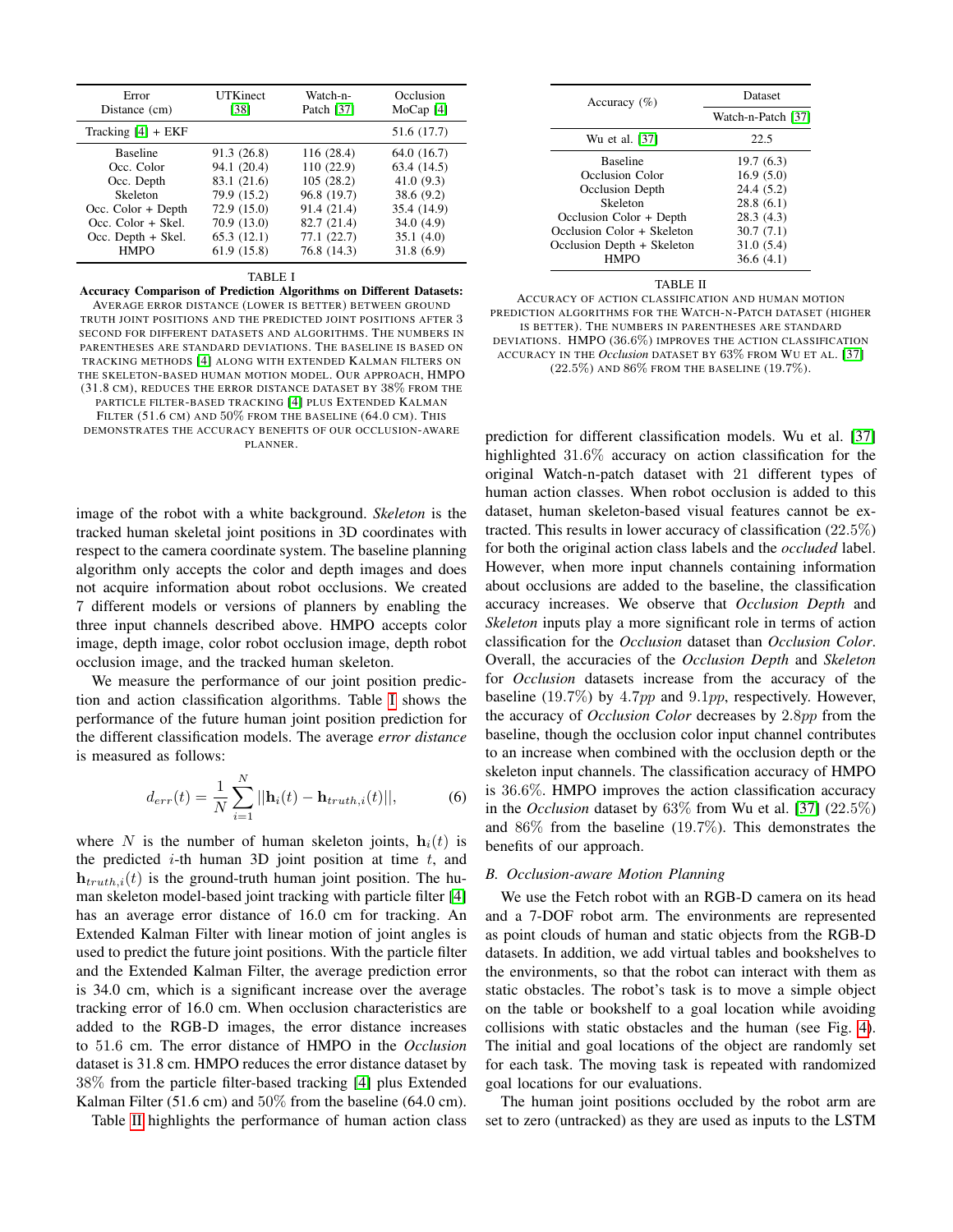| Error Distance (cm) | UTKinect [38] | Watch-n-Patch [37] | Occlusion MoCap [4] |
|---|---|---|---|
| Tracking [4] + EKF | | | 51.6 (17.7) |
| Baseline | 91.3 (26.8) | 116 (28.4) | 64.0 (16.7) |
| Occ. Color | 94.1 (20.4) | 110 (22.9) | 63.4 (14.5) |
| Occ. Depth | 83.1 (21.6) | 105 (28.2) | 41.0 (9.3) |
| Skeleton | 79.9 (15.2) | 96.8 (19.7) | 38.6 (9.2) |
| Occ. Color + Depth | 72.9 (15.0) | 91.4 (21.4) | 35.4 (14.9) |
| Occ. Color + Skel. | 70.9 (13.0) | 82.7 (21.4) | 34.0 (4.9) |
| Occ. Depth + Skel. | 65.3 (12.1) | 77.1 (22.7) | 35.1 (4.0) |
| HMPO | 61.9 (15.8) | 76.8 (14.3) | 31.8 (6.9) |

TABLE I

**Accuracy Comparison of Prediction Algorithms on Different Datasets:** Average error distance (lower is better) between ground truth joint positions and the predicted joint positions after 3 second for different datasets and algorithms. The numbers in parentheses are standard deviations. The baseline is based on tracking methods [4] along with extended Kalman filters on the skeleton-based human motion model. Our approach, HMPO (31.8 cm), reduces the error distance dataset by 38% from the particle filter-based tracking [4] plus Extended Kalman Filter (51.6 cm) and 50% from the baseline (64.0 cm). This demonstrates the accuracy benefits of our occlusion-aware planner.

image of the robot with a white background. *Skeleton* is the tracked human skeletal joint positions in 3D coordinates with respect to the camera coordinate system. The baseline planning algorithm only accepts the color and depth images and does not acquire information about robot occlusions. We created 7 different models or versions of planners by enabling the three input channels described above. HMPO accepts color image, depth image, color robot occlusion image, depth robot occlusion image, and the tracked human skeleton.

We measure the performance of our joint position prediction and action classification algorithms. Table I shows the performance of the future human joint position prediction for the different classification models. The average *error distance* is measured as follows:

$$d_{err}(t) = \frac{1}{N}\sum_{i=1}^{N}||\mathbf{h}_i(t) - \mathbf{h}_{truth,i}(t)||, \qquad (6)$$

where $N$ is the number of human skeleton joints, $\mathbf{h}_i(t)$ is the predicted $i$-th human 3D joint position at time $t$, and $\mathbf{h}_{truth,i}(t)$ is the ground-truth human joint position. The human skeleton model-based joint tracking with particle filter [4] has an average error distance of 16.0 cm for tracking. An Extended Kalman Filter with linear motion of joint angles is used to predict the future joint positions. With the particle filter and the Extended Kalman Filter, the average prediction error is 34.0 cm, which is a significant increase over the average tracking error of 16.0 cm. When occlusion characteristics are added to the RGB-D images, the error distance increases to 51.6 cm. The error distance of HMPO in the *Occlusion* dataset is 31.8 cm. HMPO reduces the error distance dataset by 38% from the particle filter-based tracking [4] plus Extended Kalman Filter (51.6 cm) and 50% from the baseline (64.0 cm).

Table II highlights the performance of human action class prediction for different classification models. Wu et al. [37] highlighted 31.6% accuracy on action classification for the original Watch-n-patch dataset with 21 different types of human action classes. When robot occlusion is added to this dataset, human skeleton-based visual features cannot be extracted. This results in lower accuracy of classification (22.5%) for both the original action class labels and the *occluded* label. However, when more input channels containing information about occlusions are added to the baseline, the classification accuracy increases. We observe that *Occlusion Depth* and *Skeleton* inputs play a more significant role in terms of action classification for the *Occlusion* dataset than *Occlusion Color*. Overall, the accuracies of the *Occlusion Depth* and *Skeleton* for *Occlusion* datasets increase from the accuracy of the baseline (19.7%) by 4.7$pp$ and 9.1$pp$, respectively. However, the accuracy of *Occlusion Color* decreases by 2.8$pp$ from the baseline, though the occlusion color input channel contributes to an increase when combined with the occlusion depth or the skeleton input channels. The classification accuracy of HMPO is 36.6%. HMPO improves the action classification accuracy in the *Occlusion* dataset by 63% from Wu et al. [37] (22.5%) and 86% from the baseline (19.7%). This demonstrates the benefits of our approach.

| Accuracy (%) | Dataset |
|---|---|
| | Watch-n-Patch [37] |
| Wu et al. [37] | 22.5 |
| Baseline | 19.7 (6.3) |
| Occlusion Color | 16.9 (5.0) |
| Occlusion Depth | 24.4 (5.2) |
| Skeleton | 28.8 (6.1) |
| Occlusion Color + Depth | 28.3 (4.3) |
| Occlusion Color + Skeleton | 30.7 (7.1) |
| Occlusion Depth + Skeleton | 31.0 (5.4) |
| HMPO | 36.6 (4.1) |

TABLE II

Accuracy of action classification and human motion prediction algorithms for the Watch-n-Patch dataset (higher is better). The numbers in parentheses are standard deviations. HMPO (36.6%) improves the action classification accuracy in the *Occlusion* dataset by 63% from Wu et al. [37] (22.5%) and 86% from the baseline (19.7%).

### B. Occlusion-aware Motion Planning

We use the Fetch robot with an RGB-D camera on its head and a 7-DOF robot arm. The environments are represented as point clouds of human and static objects from the RGB-D datasets. In addition, we add virtual tables and bookshelves to the environments, so that the robot can interact with them as static obstacles. The robot's task is to move a simple object on the table or bookshelf to a goal location while avoiding collisions with static obstacles and the human (see Fig. 4). The initial and goal locations of the object are randomly set for each task. The moving task is repeated with randomized goal locations for our evaluations.

The human joint positions occluded by the robot arm are set to zero (untracked) as they are used as inputs to the LSTM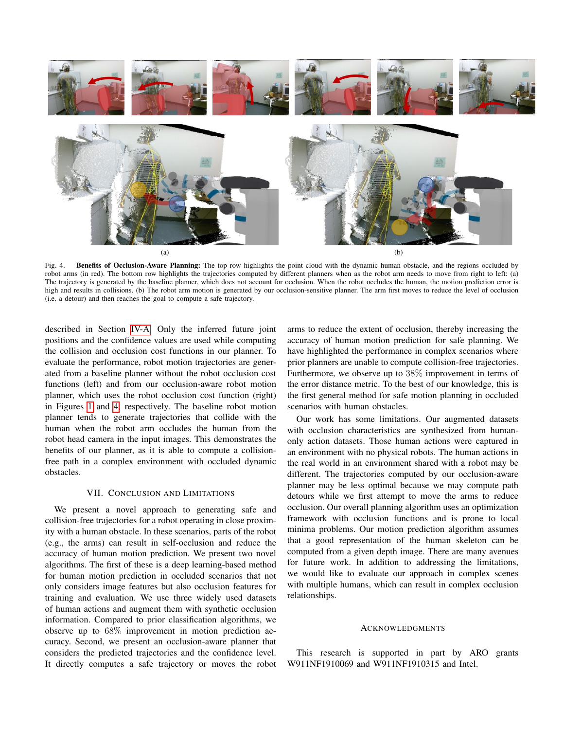(a)

(b)

Fig. 4. **Benefits of Occlusion-Aware Planning:** The top row highlights the point cloud with the dynamic human obstacle, and the regions occluded by robot arms (in red). The bottom row highlights the trajectories computed by different planners when as the robot arm needs to move from right to left: (a) The trajectory is generated by the baseline planner, which does not account for occlusion. When the robot occludes the human, the motion prediction error is high and results in collisions. (b) The robot arm motion is generated by our occlusion-sensitive planner. The arm first moves to reduce the level of occlusion (i.e. a detour) and then reaches the goal to compute a safe trajectory.

described in Section IV-A. Only the inferred future joint positions and the confidence values are used while computing the collision and occlusion cost functions in our planner. To evaluate the performance, robot motion trajectories are generated from a baseline planner without the robot occlusion cost functions (left) and from our occlusion-aware robot motion planner, which uses the robot occlusion cost function (right) in Figures 1 and 4, respectively. The baseline robot motion planner tends to generate trajectories that collide with the human when the robot arm occludes the human from the robot head camera in the input images. This demonstrates the benefits of our planner, as it is able to compute a collision-free path in a complex environment with occluded dynamic obstacles.

## VII. Conclusion and Limitations

We present a novel approach to generating safe and collision-free trajectories for a robot operating in close proximity with a human obstacle. In these scenarios, parts of the robot (e.g., the arms) can result in self-occlusion and reduce the accuracy of human motion prediction. We present two novel algorithms. The first of these is a deep learning-based method for human motion prediction in occluded scenarios that not only considers image features but also occlusion features for training and evaluation. We use three widely used datasets of human actions and augment them with synthetic occlusion information. Compared to prior classification algorithms, we observe up to 68% improvement in motion prediction accuracy. Second, we present an occlusion-aware planner that considers the predicted trajectories and the confidence level. It directly computes a safe trajectory or moves the robot arms to reduce the extent of occlusion, thereby increasing the accuracy of human motion prediction for safe planning. We have highlighted the performance in complex scenarios where prior planners are unable to compute collision-free trajectories. Furthermore, we observe up to 38% improvement in terms of the error distance metric. To the best of our knowledge, this is the first general method for safe motion planning in occluded scenarios with human obstacles.

Our work has some limitations. Our augmented datasets with occlusion characteristics are synthesized from human-only action datasets. Those human actions were captured in an environment with no physical robots. The human actions in the real world in an environment shared with a robot may be different. The trajectories computed by our occlusion-aware planner may be less optimal because we may compute path detours while we first attempt to move the arms to reduce occlusion. Our overall planning algorithm uses an optimization framework with occlusion functions and is prone to local minima problems. Our motion prediction algorithm assumes that a good representation of the human skeleton can be computed from a given depth image. There are many avenues for future work. In addition to addressing the limitations, we would like to evaluate our approach in complex scenes with multiple humans, which can result in complex occlusion relationships.

## Acknowledgments

This research is supported in part by ARO grants W911NF1910069 and W911NF1910315 and Intel.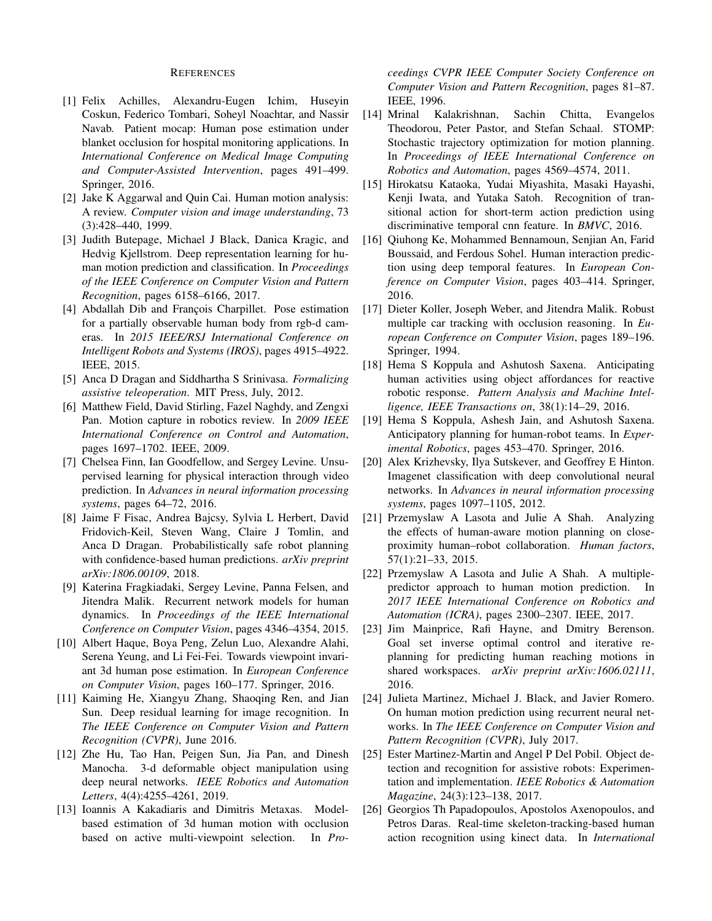## References

[1] Felix Achilles, Alexandru-Eugen Ichim, Huseyin Coskun, Federico Tombari, Soheyl Noachtar, and Nassir Navab. Patient mocap: Human pose estimation under blanket occlusion for hospital monitoring applications. In *International Conference on Medical Image Computing and Computer-Assisted Intervention*, pages 491–499. Springer, 2016.

[2] Jake K Aggarwal and Quin Cai. Human motion analysis: A review. *Computer vision and image understanding*, 73 (3):428–440, 1999.

[3] Judith Butepage, Michael J Black, Danica Kragic, and Hedvig Kjellstrom. Deep representation learning for human motion prediction and classification. In *Proceedings of the IEEE Conference on Computer Vision and Pattern Recognition*, pages 6158–6166, 2017.

[4] Abdallah Dib and François Charpillet. Pose estimation for a partially observable human body from rgb-d cameras. In *2015 IEEE/RSJ International Conference on Intelligent Robots and Systems (IROS)*, pages 4915–4922. IEEE, 2015.

[5] Anca D Dragan and Siddhartha S Srinivasa. *Formalizing assistive teleoperation*. MIT Press, July, 2012.

[6] Matthew Field, David Stirling, Fazel Naghdy, and Zengxi Pan. Motion capture in robotics review. In *2009 IEEE International Conference on Control and Automation*, pages 1697–1702. IEEE, 2009.

[7] Chelsea Finn, Ian Goodfellow, and Sergey Levine. Unsupervised learning for physical interaction through video prediction. In *Advances in neural information processing systems*, pages 64–72, 2016.

[8] Jaime F Fisac, Andrea Bajcsy, Sylvia L Herbert, David Fridovich-Keil, Steven Wang, Claire J Tomlin, and Anca D Dragan. Probabilistically safe robot planning with confidence-based human predictions. *arXiv preprint arXiv:1806.00109*, 2018.

[9] Katerina Fragkiadaki, Sergey Levine, Panna Felsen, and Jitendra Malik. Recurrent network models for human dynamics. In *Proceedings of the IEEE International Conference on Computer Vision*, pages 4346–4354, 2015.

[10] Albert Haque, Boya Peng, Zelun Luo, Alexandre Alahi, Serena Yeung, and Li Fei-Fei. Towards viewpoint invariant 3d human pose estimation. In *European Conference on Computer Vision*, pages 160–177. Springer, 2016.

[11] Kaiming He, Xiangyu Zhang, Shaoqing Ren, and Jian Sun. Deep residual learning for image recognition. In *The IEEE Conference on Computer Vision and Pattern Recognition (CVPR)*, June 2016.

[12] Zhe Hu, Tao Han, Peigen Sun, Jia Pan, and Dinesh Manocha. 3-d deformable object manipulation using deep neural networks. *IEEE Robotics and Automation Letters*, 4(4):4255–4261, 2019.

[13] Ioannis A Kakadiaris and Dimitris Metaxas. Model-based estimation of 3d human motion with occlusion based on active multi-viewpoint selection. In *Proceedings CVPR IEEE Computer Society Conference on Computer Vision and Pattern Recognition*, pages 81–87. IEEE, 1996.

[14] Mrinal Kalakrishnan, Sachin Chitta, Evangelos Theodorou, Peter Pastor, and Stefan Schaal. STOMP: Stochastic trajectory optimization for motion planning. In *Proceedings of IEEE International Conference on Robotics and Automation*, pages 4569–4574, 2011.

[15] Hirokatsu Kataoka, Yudai Miyashita, Masaki Hayashi, Kenji Iwata, and Yutaka Satoh. Recognition of transitional action for short-term action prediction using discriminative temporal cnn feature. In *BMVC*, 2016.

[16] Qiuhong Ke, Mohammed Bennamoun, Senjian An, Farid Boussaid, and Ferdous Sohel. Human interaction prediction using deep temporal features. In *European Conference on Computer Vision*, pages 403–414. Springer, 2016.

[17] Dieter Koller, Joseph Weber, and Jitendra Malik. Robust multiple car tracking with occlusion reasoning. In *European Conference on Computer Vision*, pages 189–196. Springer, 1994.

[18] Hema S Koppula and Ashutosh Saxena. Anticipating human activities using object affordances for reactive robotic response. *Pattern Analysis and Machine Intelligence, IEEE Transactions on*, 38(1):14–29, 2016.

[19] Hema S Koppula, Ashesh Jain, and Ashutosh Saxena. Anticipatory planning for human-robot teams. In *Experimental Robotics*, pages 453–470. Springer, 2016.

[20] Alex Krizhevsky, Ilya Sutskever, and Geoffrey E Hinton. Imagenet classification with deep convolutional neural networks. In *Advances in neural information processing systems*, pages 1097–1105, 2012.

[21] Przemyslaw A Lasota and Julie A Shah. Analyzing the effects of human-aware motion planning on close-proximity human–robot collaboration. *Human factors*, 57(1):21–33, 2015.

[22] Przemyslaw A Lasota and Julie A Shah. A multiple-predictor approach to human motion prediction. In *2017 IEEE International Conference on Robotics and Automation (ICRA)*, pages 2300–2307. IEEE, 2017.

[23] Jim Mainprice, Rafi Hayne, and Dmitry Berenson. Goal set inverse optimal control and iterative re-planning for predicting human reaching motions in shared workspaces. *arXiv preprint arXiv:1606.02111*, 2016.

[24] Julieta Martinez, Michael J. Black, and Javier Romero. On human motion prediction using recurrent neural networks. In *The IEEE Conference on Computer Vision and Pattern Recognition (CVPR)*, July 2017.

[25] Ester Martinez-Martin and Angel P Del Pobil. Object detection and recognition for assistive robots: Experimentation and implementation. *IEEE Robotics & Automation Magazine*, 24(3):123–138, 2017.

[26] Georgios Th Papadopoulos, Apostolos Axenopoulos, and Petros Daras. Real-time skeleton-tracking-based human action recognition using kinect data. In *International*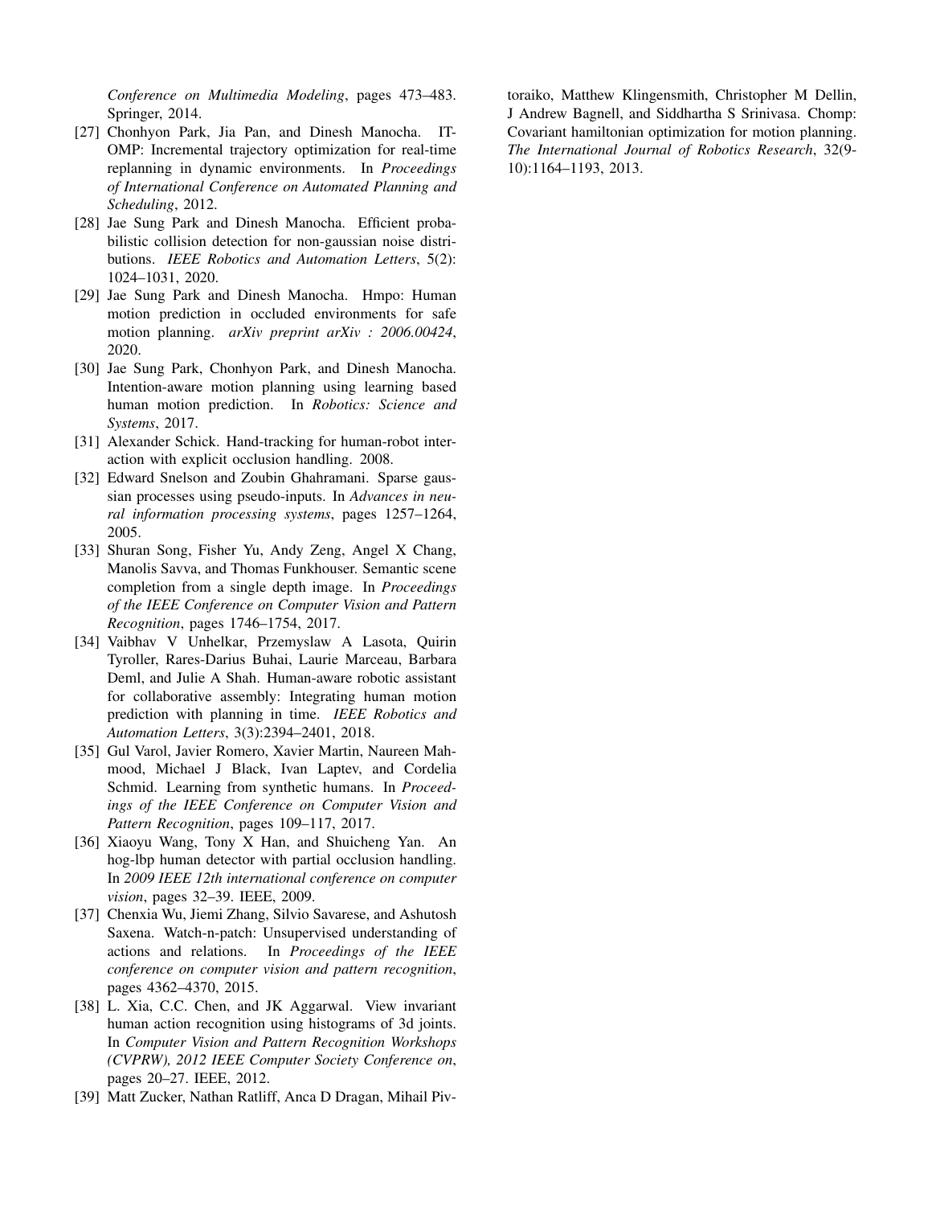*Conference on Multimedia Modeling*, pages 473–483. Springer, 2014.

[27] Chonhyon Park, Jia Pan, and Dinesh Manocha. ITOMP: Incremental trajectory optimization for real-time replanning in dynamic environments. In *Proceedings of International Conference on Automated Planning and Scheduling*, 2012.

[28] Jae Sung Park and Dinesh Manocha. Efficient probabilistic collision detection for non-gaussian noise distributions. *IEEE Robotics and Automation Letters*, 5(2): 1024–1031, 2020.

[29] Jae Sung Park and Dinesh Manocha. Hmpo: Human motion prediction in occluded environments for safe motion planning. *arXiv preprint arXiv : 2006.00424*, 2020.

[30] Jae Sung Park, Chonhyon Park, and Dinesh Manocha. Intention-aware motion planning using learning based human motion prediction. In *Robotics: Science and Systems*, 2017.

[31] Alexander Schick. Hand-tracking for human-robot interaction with explicit occlusion handling. 2008.

[32] Edward Snelson and Zoubin Ghahramani. Sparse gaussian processes using pseudo-inputs. In *Advances in neural information processing systems*, pages 1257–1264, 2005.

[33] Shuran Song, Fisher Yu, Andy Zeng, Angel X Chang, Manolis Savva, and Thomas Funkhouser. Semantic scene completion from a single depth image. In *Proceedings of the IEEE Conference on Computer Vision and Pattern Recognition*, pages 1746–1754, 2017.

[34] Vaibhav V Unhelkar, Przemyslaw A Lasota, Quirin Tyroller, Rares-Darius Buhai, Laurie Marceau, Barbara Deml, and Julie A Shah. Human-aware robotic assistant for collaborative assembly: Integrating human motion prediction with planning in time. *IEEE Robotics and Automation Letters*, 3(3):2394–2401, 2018.

[35] Gul Varol, Javier Romero, Xavier Martin, Naureen Mahmood, Michael J Black, Ivan Laptev, and Cordelia Schmid. Learning from synthetic humans. In *Proceedings of the IEEE Conference on Computer Vision and Pattern Recognition*, pages 109–117, 2017.

[36] Xiaoyu Wang, Tony X Han, and Shuicheng Yan. An hog-lbp human detector with partial occlusion handling. In *2009 IEEE 12th international conference on computer vision*, pages 32–39. IEEE, 2009.

[37] Chenxia Wu, Jiemi Zhang, Silvio Savarese, and Ashutosh Saxena. Watch-n-patch: Unsupervised understanding of actions and relations. In *Proceedings of the IEEE conference on computer vision and pattern recognition*, pages 4362–4370, 2015.

[38] L. Xia, C.C. Chen, and JK Aggarwal. View invariant human action recognition using histograms of 3d joints. In *Computer Vision and Pattern Recognition Workshops (CVPRW), 2012 IEEE Computer Society Conference on*, pages 20–27. IEEE, 2012.

[39] Matt Zucker, Nathan Ratliff, Anca D Dragan, Mihail Pivtoraiko, Matthew Klingensmith, Christopher M Dellin, J Andrew Bagnell, and Siddhartha S Srinivasa. Chomp: Covariant hamiltonian optimization for motion planning. *The International Journal of Robotics Research*, 32(9-10):1164–1193, 2013.